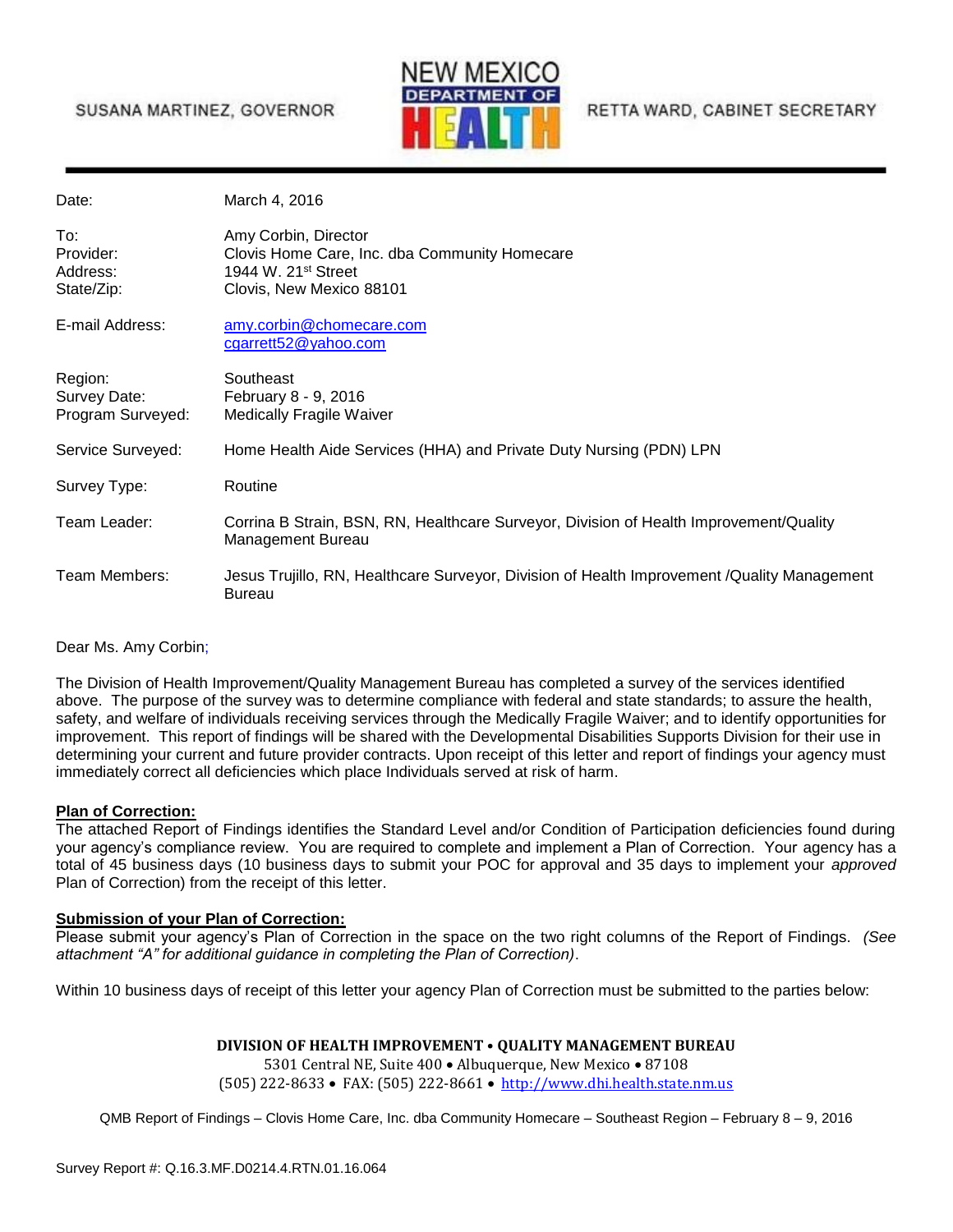SUSANA MARTINEZ, GOVERNOR

NEW MEXICO DEPARTMENT OF HEALTH

RETTA WARD, CABINET SECRETARY

| | |
|---|---|
| Date: | March 4, 2016 |
| To: | Amy Corbin, Director |
| Provider: | Clovis Home Care, Inc. dba Community Homecare |
| Address: | 1944 W. 21st Street |
| State/Zip: | Clovis, New Mexico 88101 |
| E-mail Address: | amy.corbin@chomecare.com<br>cgarrett52@yahoo.com |
| Region: | Southeast |
| Survey Date: | February 8 - 9, 2016 |
| Program Surveyed: | Medically Fragile Waiver |
| Service Surveyed: | Home Health Aide Services (HHA) and Private Duty Nursing (PDN) LPN |
| Survey Type: | Routine |
| Team Leader: | Corrina B Strain, BSN, RN, Healthcare Surveyor, Division of Health Improvement/Quality Management Bureau |
| Team Members: | Jesus Trujillo, RN, Healthcare Surveyor, Division of Health Improvement /Quality Management Bureau |

Dear Ms. Amy Corbin;

The Division of Health Improvement/Quality Management Bureau has completed a survey of the services identified above. The purpose of the survey was to determine compliance with federal and state standards; to assure the health, safety, and welfare of individuals receiving services through the Medically Fragile Waiver; and to identify opportunities for improvement. This report of findings will be shared with the Developmental Disabilities Supports Division for their use in determining your current and future provider contracts. Upon receipt of this letter and report of findings your agency must immediately correct all deficiencies which place Individuals served at risk of harm.

**Plan of Correction:**
The attached Report of Findings identifies the Standard Level and/or Condition of Participation deficiencies found during your agency's compliance review. You are required to complete and implement a Plan of Correction. Your agency has a total of 45 business days (10 business days to submit your POC for approval and 35 days to implement your *approved* Plan of Correction) from the receipt of this letter.

**Submission of your Plan of Correction:**
Please submit your agency's Plan of Correction in the space on the two right columns of the Report of Findings. *(See attachment "A" for additional guidance in completing the Plan of Correction)*.

Within 10 business days of receipt of this letter your agency Plan of Correction must be submitted to the parties below:

**DIVISION OF HEALTH IMPROVEMENT • QUALITY MANAGEMENT BUREAU**
5301 Central NE, Suite 400 • Albuquerque, New Mexico • 87108
(505) 222-8633 • FAX: (505) 222-8661 • http://www.dhi.health.state.nm.us

QMB Report of Findings – Clovis Home Care, Inc. dba Community Homecare – Southeast Region – February 8 – 9, 2016

Survey Report #: Q.16.3.MF.D0214.4.RTN.01.16.064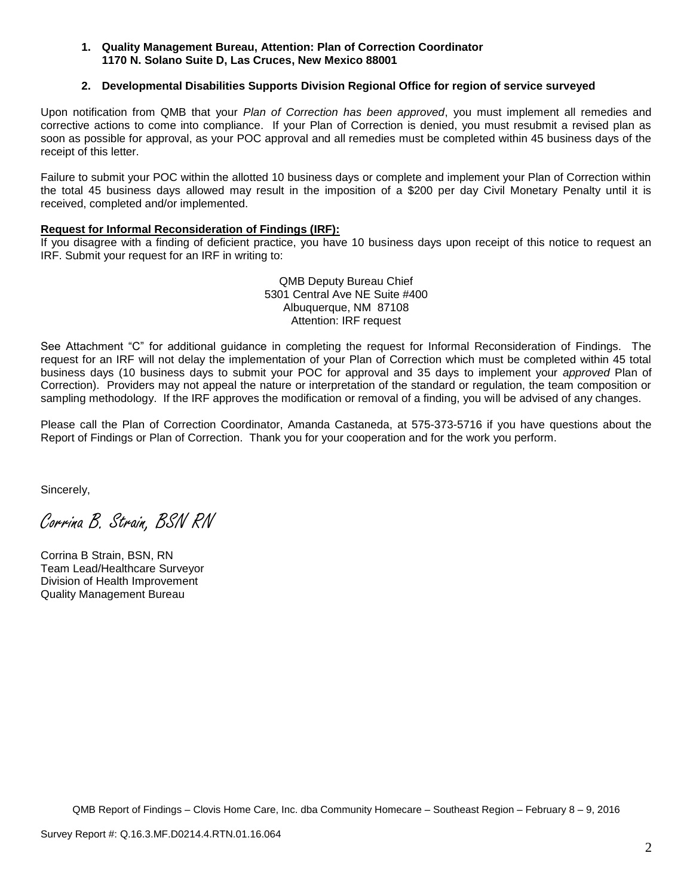1. **Quality Management Bureau, Attention: Plan of Correction Coordinator**
   **1170 N. Solano Suite D, Las Cruces, New Mexico 88001**

2. **Developmental Disabilities Supports Division Regional Office for region of service surveyed**

Upon notification from QMB that your *Plan of Correction has been approved*, you must implement all remedies and corrective actions to come into compliance. If your Plan of Correction is denied, you must resubmit a revised plan as soon as possible for approval, as your POC approval and all remedies must be completed within 45 business days of the receipt of this letter.

Failure to submit your POC within the allotted 10 business days or complete and implement your Plan of Correction within the total 45 business days allowed may result in the imposition of a $200 per day Civil Monetary Penalty until it is received, completed and/or implemented.

**Request for Informal Reconsideration of Findings (IRF):**

If you disagree with a finding of deficient practice, you have 10 business days upon receipt of this notice to request an IRF. Submit your request for an IRF in writing to:

QMB Deputy Bureau Chief
5301 Central Ave NE Suite #400
Albuquerque, NM 87108
Attention: IRF request

See Attachment "C" for additional guidance in completing the request for Informal Reconsideration of Findings. The request for an IRF will not delay the implementation of your Plan of Correction which must be completed within 45 total business days (10 business days to submit your POC for approval and 35 days to implement your *approved* Plan of Correction). Providers may not appeal the nature or interpretation of the standard or regulation, the team composition or sampling methodology. If the IRF approves the modification or removal of a finding, you will be advised of any changes.

Please call the Plan of Correction Coordinator, Amanda Castaneda, at 575-373-5716 if you have questions about the Report of Findings or Plan of Correction. Thank you for your cooperation and for the work you perform.

Sincerely,

*Corrina B. Strain, BSN RN*

Corrina B Strain, BSN, RN
Team Lead/Healthcare Surveyor
Division of Health Improvement
Quality Management Bureau

QMB Report of Findings – Clovis Home Care, Inc. dba Community Homecare – Southeast Region – February 8 – 9, 2016

Survey Report #: Q.16.3.MF.D0214.4.RTN.01.16.064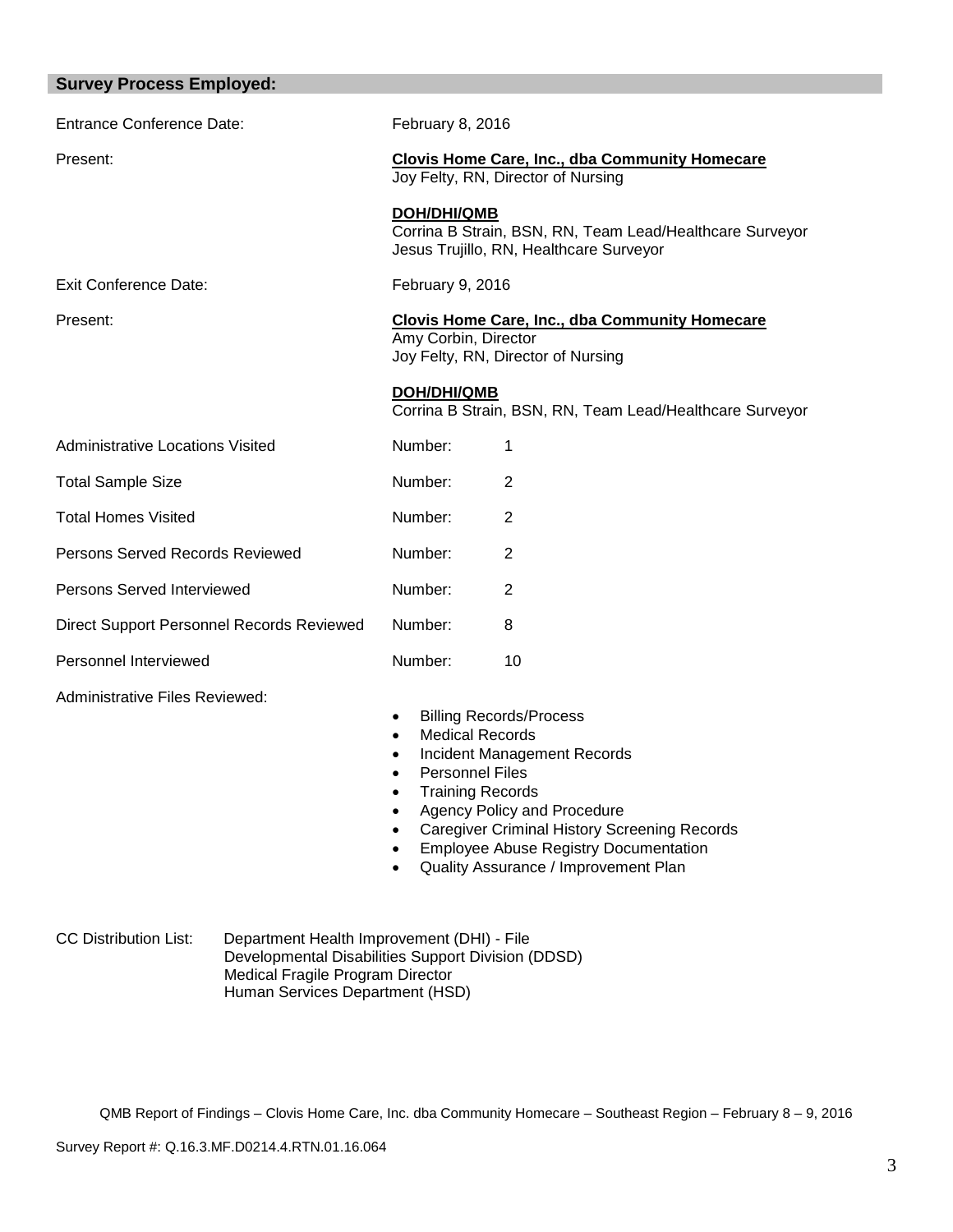## Survey Process Employed:

Entrance Conference Date: February 8, 2016

Present:

**Clovis Home Care, Inc., dba Community Homecare**
Joy Felty, RN, Director of Nursing

**DOH/DHI/QMB**
Corrina B Strain, BSN, RN, Team Lead/Healthcare Surveyor
Jesus Trujillo, RN, Healthcare Surveyor

Exit Conference Date: February 9, 2016

Present:

**Clovis Home Care, Inc., dba Community Homecare**
Amy Corbin, Director
Joy Felty, RN, Director of Nursing

**DOH/DHI/QMB**
Corrina B Strain, BSN, RN, Team Lead/Healthcare Surveyor

| | | |
|---|---|---|
| Administrative Locations Visited | Number: | 1 |
| Total Sample Size | Number: | 2 |
| Total Homes Visited | Number: | 2 |
| Persons Served Records Reviewed | Number: | 2 |
| Persons Served Interviewed | Number: | 2 |
| Direct Support Personnel Records Reviewed | Number: | 8 |
| Personnel Interviewed | Number: | 10 |

Administrative Files Reviewed:

- Billing Records/Process
- Medical Records
- Incident Management Records
- Personnel Files
- Training Records
- Agency Policy and Procedure
- Caregiver Criminal History Screening Records
- Employee Abuse Registry Documentation
- Quality Assurance / Improvement Plan

CC Distribution List: Department Health Improvement (DHI) - File
Developmental Disabilities Support Division (DDSD)
Medical Fragile Program Director
Human Services Department (HSD)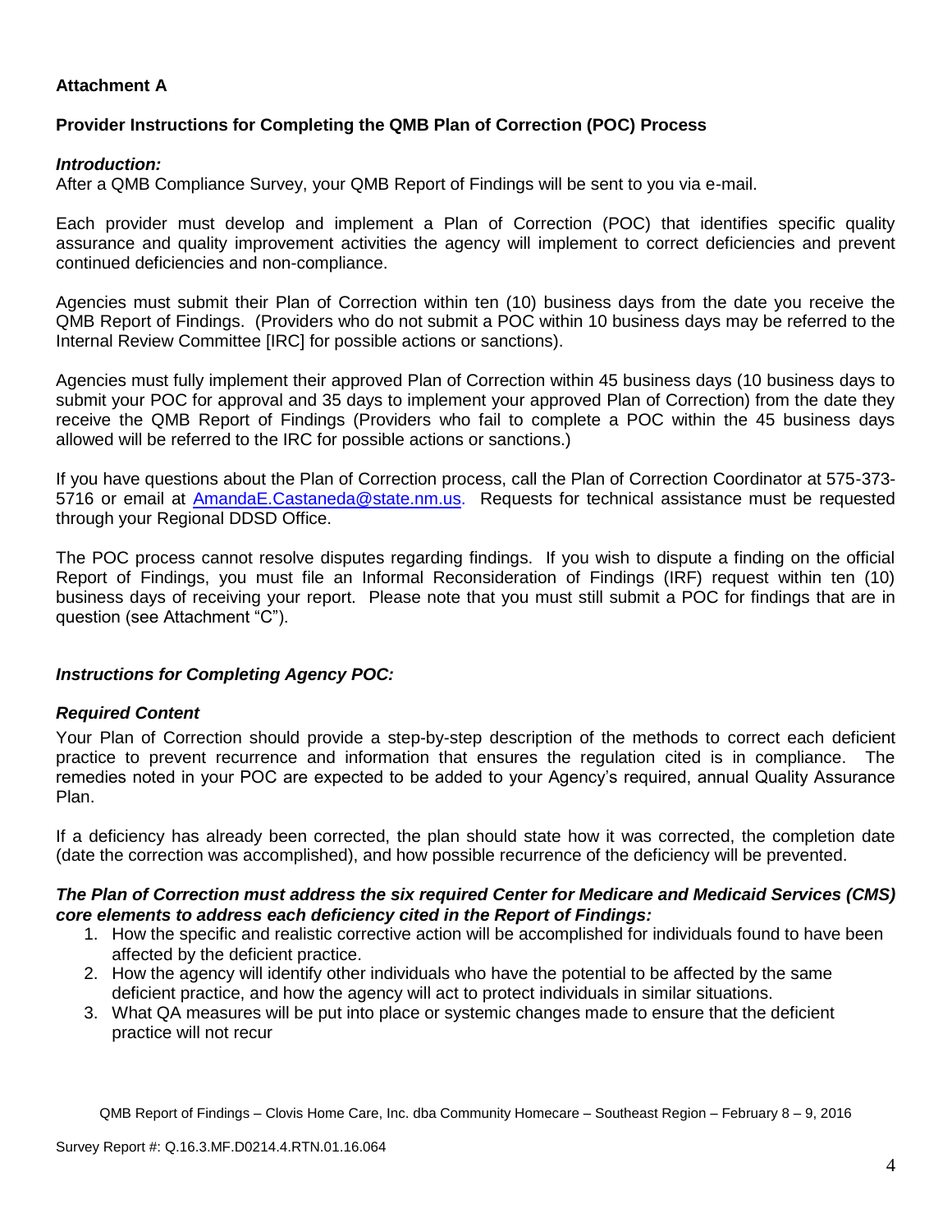**Attachment A**

**Provider Instructions for Completing the QMB Plan of Correction (POC) Process**

***Introduction:***

After a QMB Compliance Survey, your QMB Report of Findings will be sent to you via e-mail.

Each provider must develop and implement a Plan of Correction (POC) that identifies specific quality assurance and quality improvement activities the agency will implement to correct deficiencies and prevent continued deficiencies and non-compliance.

Agencies must submit their Plan of Correction within ten (10) business days from the date you receive the QMB Report of Findings. (Providers who do not submit a POC within 10 business days may be referred to the Internal Review Committee [IRC] for possible actions or sanctions).

Agencies must fully implement their approved Plan of Correction within 45 business days (10 business days to submit your POC for approval and 35 days to implement your approved Plan of Correction) from the date they receive the QMB Report of Findings (Providers who fail to complete a POC within the 45 business days allowed will be referred to the IRC for possible actions or sanctions.)

If you have questions about the Plan of Correction process, call the Plan of Correction Coordinator at 575-373-5716 or email at AmandaE.Castaneda@state.nm.us. Requests for technical assistance must be requested through your Regional DDSD Office.

The POC process cannot resolve disputes regarding findings. If you wish to dispute a finding on the official Report of Findings, you must file an Informal Reconsideration of Findings (IRF) request within ten (10) business days of receiving your report. Please note that you must still submit a POC for findings that are in question (see Attachment "C").

***Instructions for Completing Agency POC:***

***Required Content***

Your Plan of Correction should provide a step-by-step description of the methods to correct each deficient practice to prevent recurrence and information that ensures the regulation cited is in compliance. The remedies noted in your POC are expected to be added to your Agency's required, annual Quality Assurance Plan.

If a deficiency has already been corrected, the plan should state how it was corrected, the completion date (date the correction was accomplished), and how possible recurrence of the deficiency will be prevented.

***The Plan of Correction must address the six required Center for Medicare and Medicaid Services (CMS) core elements to address each deficiency cited in the Report of Findings:***

1. How the specific and realistic corrective action will be accomplished for individuals found to have been affected by the deficient practice.
2. How the agency will identify other individuals who have the potential to be affected by the same deficient practice, and how the agency will act to protect individuals in similar situations.
3. What QA measures will be put into place or systemic changes made to ensure that the deficient practice will not recur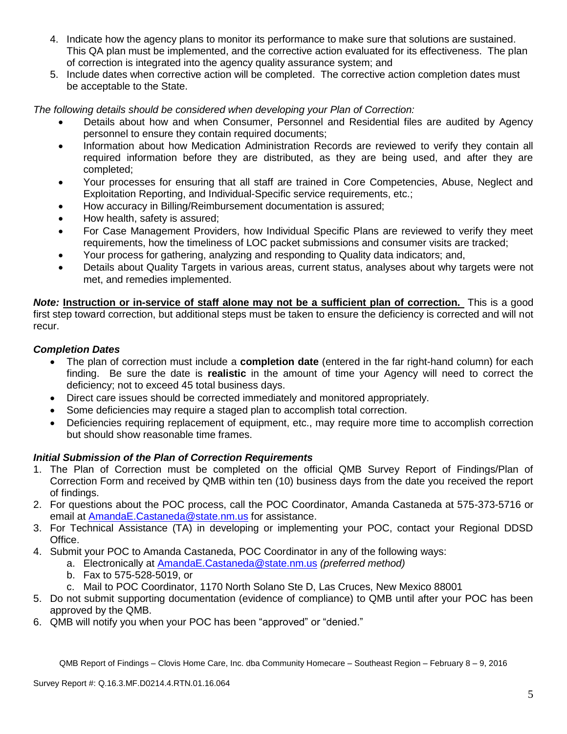4. Indicate how the agency plans to monitor its performance to make sure that solutions are sustained. This QA plan must be implemented, and the corrective action evaluated for its effectiveness. The plan of correction is integrated into the agency quality assurance system; and
5. Include dates when corrective action will be completed. The corrective action completion dates must be acceptable to the State.

*The following details should be considered when developing your Plan of Correction:*

- Details about how and when Consumer, Personnel and Residential files are audited by Agency personnel to ensure they contain required documents;
- Information about how Medication Administration Records are reviewed to verify they contain all required information before they are distributed, as they are being used, and after they are completed;
- Your processes for ensuring that all staff are trained in Core Competencies, Abuse, Neglect and Exploitation Reporting, and Individual-Specific service requirements, etc.;
- How accuracy in Billing/Reimbursement documentation is assured;
- How health, safety is assured;
- For Case Management Providers, how Individual Specific Plans are reviewed to verify they meet requirements, how the timeliness of LOC packet submissions and consumer visits are tracked;
- Your process for gathering, analyzing and responding to Quality data indicators; and,
- Details about Quality Targets in various areas, current status, analyses about why targets were not met, and remedies implemented.

***Note:*** **<u>Instruction or in-service of staff alone may not be a sufficient plan of correction.</u>** This is a good first step toward correction, but additional steps must be taken to ensure the deficiency is corrected and will not recur.

### *Completion Dates*

- The plan of correction must include a **completion date** (entered in the far right-hand column) for each finding. Be sure the date is **realistic** in the amount of time your Agency will need to correct the deficiency; not to exceed 45 total business days.
- Direct care issues should be corrected immediately and monitored appropriately.
- Some deficiencies may require a staged plan to accomplish total correction.
- Deficiencies requiring replacement of equipment, etc., may require more time to accomplish correction but should show reasonable time frames.

### *Initial Submission of the Plan of Correction Requirements*

1. The Plan of Correction must be completed on the official QMB Survey Report of Findings/Plan of Correction Form and received by QMB within ten (10) business days from the date you received the report of findings.
2. For questions about the POC process, call the POC Coordinator, Amanda Castaneda at 575-373-5716 or email at AmandaE.Castaneda@state.nm.us for assistance.
3. For Technical Assistance (TA) in developing or implementing your POC, contact your Regional DDSD Office.
4. Submit your POC to Amanda Castaneda, POC Coordinator in any of the following ways:
   a. Electronically at AmandaE.Castaneda@state.nm.us *(preferred method)*
   b. Fax to 575-528-5019, or
   c. Mail to POC Coordinator, 1170 North Solano Ste D, Las Cruces, New Mexico 88001
5. Do not submit supporting documentation (evidence of compliance) to QMB until after your POC has been approved by the QMB.
6. QMB will notify you when your POC has been "approved" or "denied."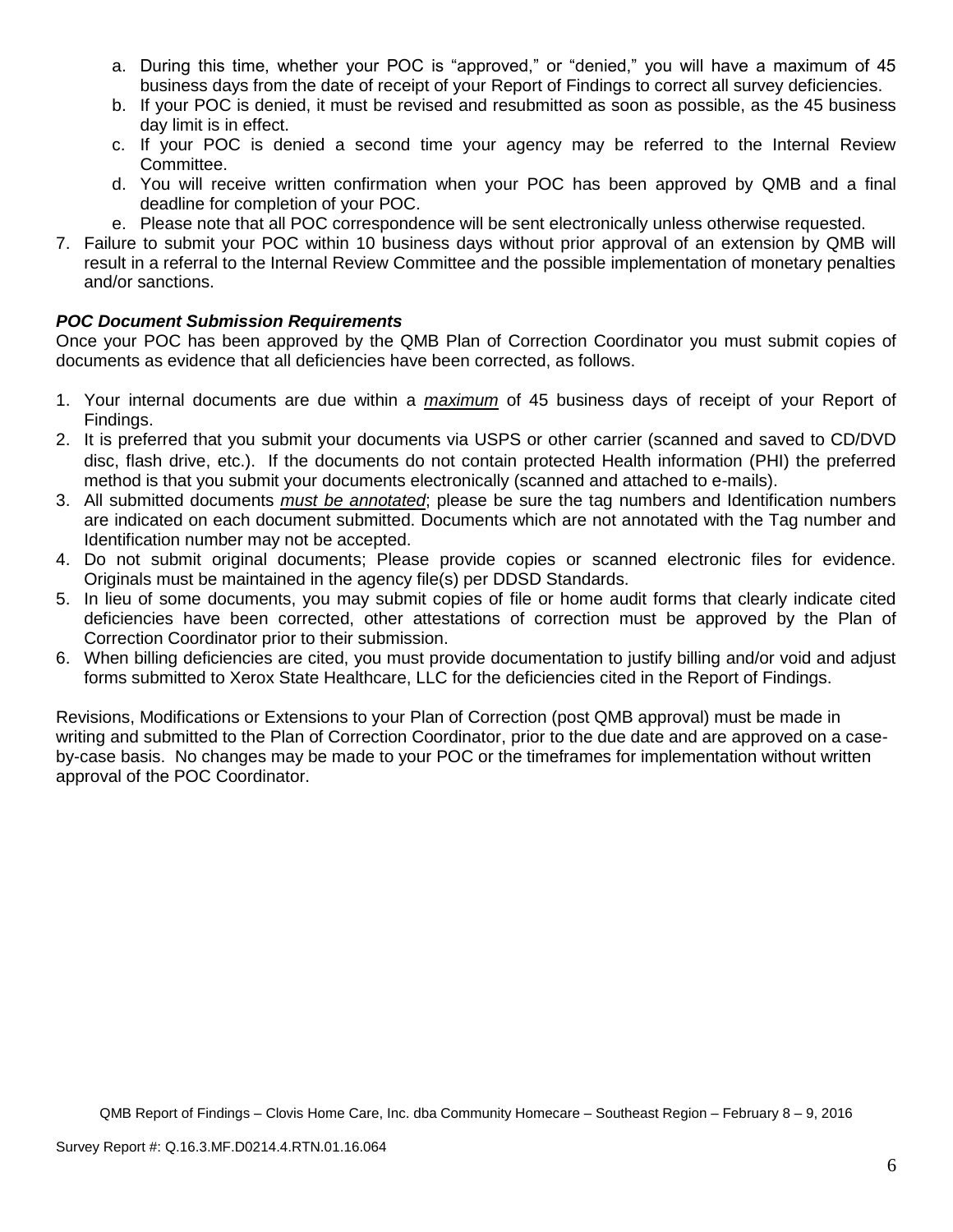a. During this time, whether your POC is "approved," or "denied," you will have a maximum of 45 business days from the date of receipt of your Report of Findings to correct all survey deficiencies.
b. If your POC is denied, it must be revised and resubmitted as soon as possible, as the 45 business day limit is in effect.
c. If your POC is denied a second time your agency may be referred to the Internal Review Committee.
d. You will receive written confirmation when your POC has been approved by QMB and a final deadline for completion of your POC.
e. Please note that all POC correspondence will be sent electronically unless otherwise requested.

7. Failure to submit your POC within 10 business days without prior approval of an extension by QMB will result in a referral to the Internal Review Committee and the possible implementation of monetary penalties and/or sanctions.

***POC Document Submission Requirements***

Once your POC has been approved by the QMB Plan of Correction Coordinator you must submit copies of documents as evidence that all deficiencies have been corrected, as follows.

1. Your internal documents are due within a ***maximum*** of 45 business days of receipt of your Report of Findings.
2. It is preferred that you submit your documents via USPS or other carrier (scanned and saved to CD/DVD disc, flash drive, etc.). If the documents do not contain protected Health information (PHI) the preferred method is that you submit your documents electronically (scanned and attached to e-mails).
3. All submitted documents ***must be annotated***; please be sure the tag numbers and Identification numbers are indicated on each document submitted. Documents which are not annotated with the Tag number and Identification number may not be accepted.
4. Do not submit original documents; Please provide copies or scanned electronic files for evidence. Originals must be maintained in the agency file(s) per DDSD Standards.
5. In lieu of some documents, you may submit copies of file or home audit forms that clearly indicate cited deficiencies have been corrected, other attestations of correction must be approved by the Plan of Correction Coordinator prior to their submission.
6. When billing deficiencies are cited, you must provide documentation to justify billing and/or void and adjust forms submitted to Xerox State Healthcare, LLC for the deficiencies cited in the Report of Findings.

Revisions, Modifications or Extensions to your Plan of Correction (post QMB approval) must be made in writing and submitted to the Plan of Correction Coordinator, prior to the due date and are approved on a case-by-case basis. No changes may be made to your POC or the timeframes for implementation without written approval of the POC Coordinator.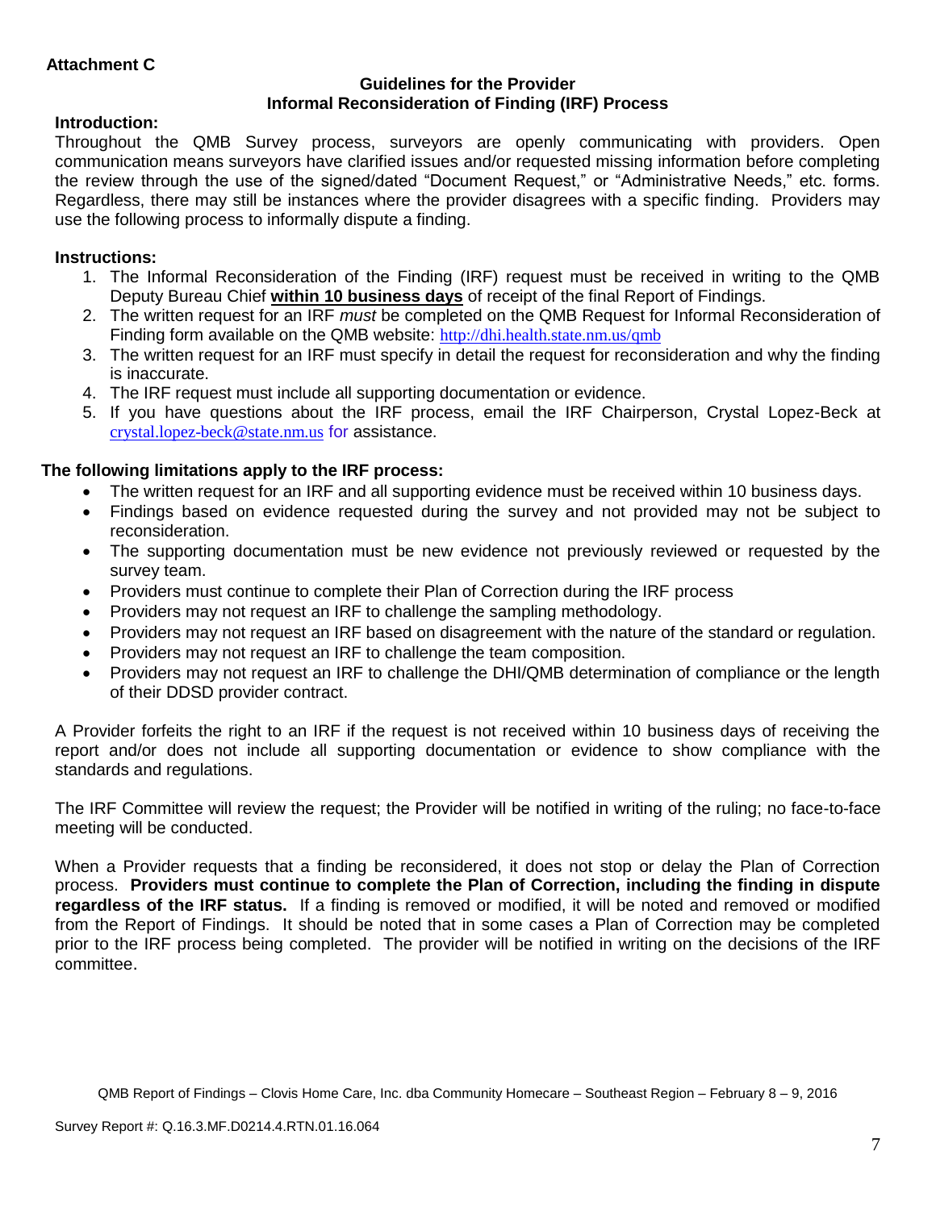**Attachment C**

## Guidelines for the Provider
## Informal Reconsideration of Finding (IRF) Process

**Introduction:**

Throughout the QMB Survey process, surveyors are openly communicating with providers. Open communication means surveyors have clarified issues and/or requested missing information before completing the review through the use of the signed/dated "Document Request," or "Administrative Needs," etc. forms. Regardless, there may still be instances where the provider disagrees with a specific finding. Providers may use the following process to informally dispute a finding.

**Instructions:**

1. The Informal Reconsideration of the Finding (IRF) request must be received in writing to the QMB Deputy Bureau Chief **within 10 business days** of receipt of the final Report of Findings.
2. The written request for an IRF *must* be completed on the QMB Request for Informal Reconsideration of Finding form available on the QMB website: http://dhi.health.state.nm.us/qmb
3. The written request for an IRF must specify in detail the request for reconsideration and why the finding is inaccurate.
4. The IRF request must include all supporting documentation or evidence.
5. If you have questions about the IRF process, email the IRF Chairperson, Crystal Lopez-Beck at crystal.lopez-beck@state.nm.us for assistance.

**The following limitations apply to the IRF process:**

- The written request for an IRF and all supporting evidence must be received within 10 business days.
- Findings based on evidence requested during the survey and not provided may not be subject to reconsideration.
- The supporting documentation must be new evidence not previously reviewed or requested by the survey team.
- Providers must continue to complete their Plan of Correction during the IRF process
- Providers may not request an IRF to challenge the sampling methodology.
- Providers may not request an IRF based on disagreement with the nature of the standard or regulation.
- Providers may not request an IRF to challenge the team composition.
- Providers may not request an IRF to challenge the DHI/QMB determination of compliance or the length of their DDSD provider contract.

A Provider forfeits the right to an IRF if the request is not received within 10 business days of receiving the report and/or does not include all supporting documentation or evidence to show compliance with the standards and regulations.

The IRF Committee will review the request; the Provider will be notified in writing of the ruling; no face-to-face meeting will be conducted.

When a Provider requests that a finding be reconsidered, it does not stop or delay the Plan of Correction process. **Providers must continue to complete the Plan of Correction, including the finding in dispute regardless of the IRF status.** If a finding is removed or modified, it will be noted and removed or modified from the Report of Findings. It should be noted that in some cases a Plan of Correction may be completed prior to the IRF process being completed. The provider will be notified in writing on the decisions of the IRF committee.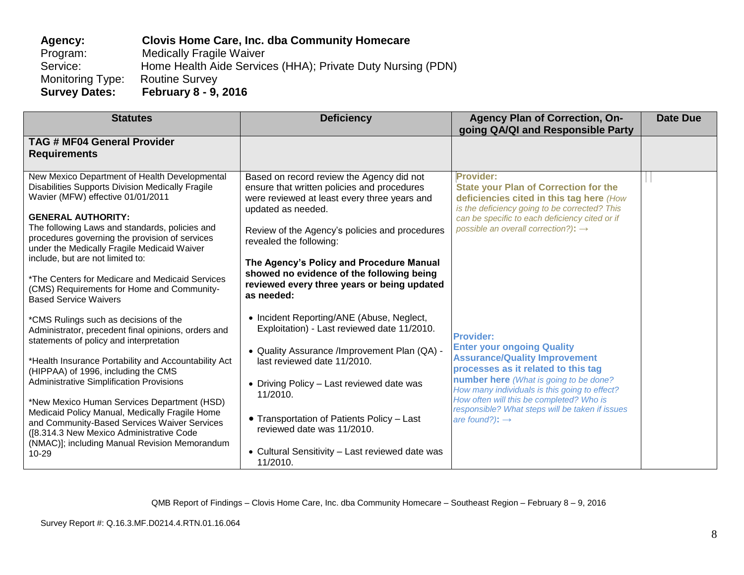**Agency:** **Clovis Home Care, Inc. dba Community Homecare**
Program: Medically Fragile Waiver
Service: Home Health Aide Services (HHA); Private Duty Nursing (PDN)
Monitoring Type: Routine Survey
**Survey Dates:** **February 8 - 9, 2016**

| Statutes | Deficiency | Agency Plan of Correction, On-going QA/QI and Responsible Party | Date Due |
|---|---|---|---|
| **TAG # MF04 General Provider Requirements** | | | |
| New Mexico Department of Health Developmental Disabilities Supports Division Medically Fragile Wavier (MFW) effective 01/01/2011<br><br>**GENERAL AUTHORITY:**<br>The following Laws and standards, policies and procedures governing the provision of services under the Medically Fragile Medicaid Waiver include, but are not limited to:<br><br>*The Centers for Medicare and Medicaid Services (CMS) Requirements for Home and Community-Based Service Waivers<br><br>*CMS Rulings such as decisions of the Administrator, precedent final opinions, orders and statements of policy and interpretation<br><br>*Health Insurance Portability and Accountability Act (HIPPAA) of 1996, including the CMS Administrative Simplification Provisions<br><br>*New Mexico Human Services Department (HSD) Medicaid Policy Manual, Medically Fragile Home and Community-Based Services Waiver Services ([8.314.3 New Mexico Administrative Code (NMAC)]; including Manual Revision Memorandum 10-29 | Based on record review the Agency did not ensure that written policies and procedures were reviewed at least every three years and updated as needed.<br><br>Review of the Agency's policies and procedures revealed the following:<br><br>**The Agency's Policy and Procedure Manual showed no evidence of the following being reviewed every three years or being updated as needed:**<br><br>• Incident Reporting/ANE (Abuse, Neglect, Exploitation) - Last reviewed date 11/2010.<br><br>• Quality Assurance /Improvement Plan (QA) - last reviewed date 11/2010.<br><br>• Driving Policy – Last reviewed date was 11/2010.<br><br>• Transportation of Patients Policy – Last reviewed date was 11/2010.<br><br>• Cultural Sensitivity – Last reviewed date was 11/2010. | **Provider:**<br>**State your Plan of Correction for the deficiencies cited in this tag here** *(How is the deficiency going to be corrected? This can be specific to each deficiency cited or if possible an overall correction?)*: →<br><br>**Provider:**<br>**Enter your ongoing Quality Assurance/Quality Improvement processes as it related to this tag number here** *(What is going to be done? How many individuals is this going to effect? How often will this be completed? Who is responsible? What steps will be taken if issues are found?)*: → | |

QMB Report of Findings – Clovis Home Care, Inc. dba Community Homecare – Southeast Region – February 8 – 9, 2016

Survey Report #: Q.16.3.MF.D0214.4.RTN.01.16.064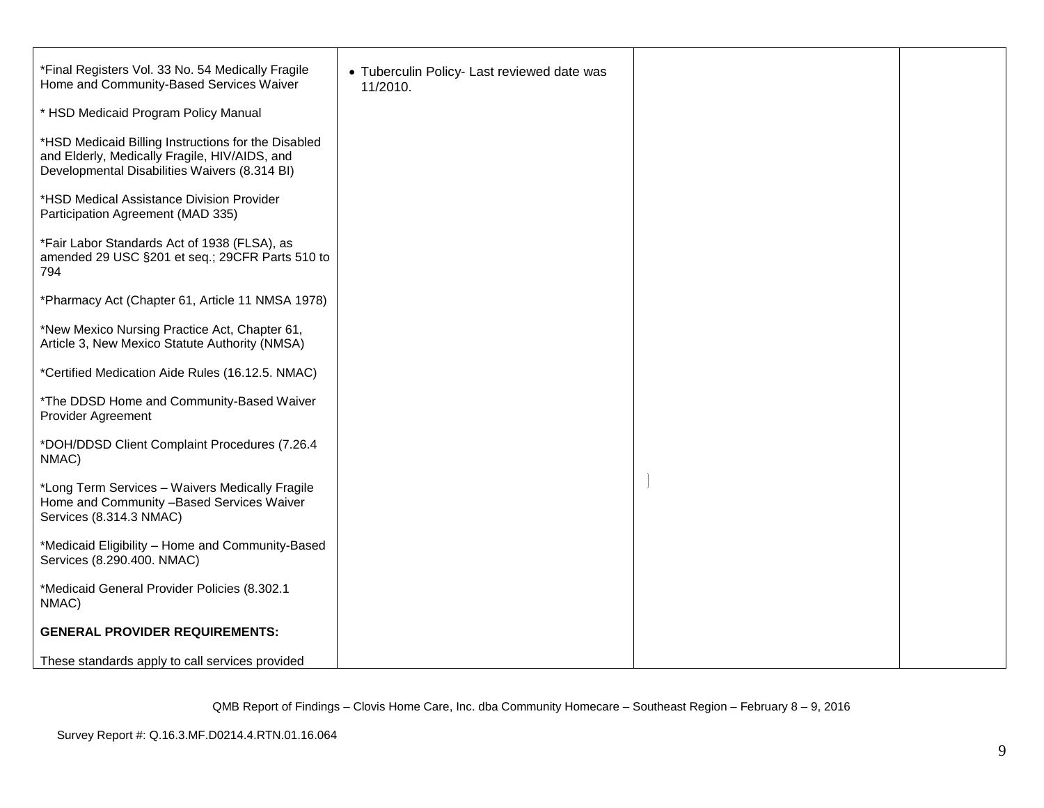| | | | |
|---|---|---|---|
| *Final Registers Vol. 33 No. 54 Medically Fragile Home and Community-Based Services Waiver<br><br>* HSD Medicaid Program Policy Manual<br><br>*HSD Medicaid Billing Instructions for the Disabled and Elderly, Medically Fragile, HIV/AIDS, and Developmental Disabilities Waivers (8.314 BI)<br><br>*HSD Medical Assistance Division Provider Participation Agreement (MAD 335)<br><br>*Fair Labor Standards Act of 1938 (FLSA), as amended 29 USC §201 et seq.; 29CFR Parts 510 to 794<br><br>*Pharmacy Act (Chapter 61, Article 11 NMSA 1978)<br><br>*New Mexico Nursing Practice Act, Chapter 61, Article 3, New Mexico Statute Authority (NMSA)<br><br>*Certified Medication Aide Rules (16.12.5. NMAC)<br><br>*The DDSD Home and Community-Based Waiver Provider Agreement<br><br>*DOH/DDSD Client Complaint Procedures (7.26.4 NMAC)<br><br>*Long Term Services – Waivers Medically Fragile Home and Community –Based Services Waiver Services (8.314.3 NMAC)<br><br>*Medicaid Eligibility – Home and Community-Based Services (8.290.400. NMAC)<br><br>*Medicaid General Provider Policies (8.302.1 NMAC)<br><br>**GENERAL PROVIDER REQUIREMENTS:**<br><br>These standards apply to call services provided | • Tuberculin Policy- Last reviewed date was 11/2010. | | |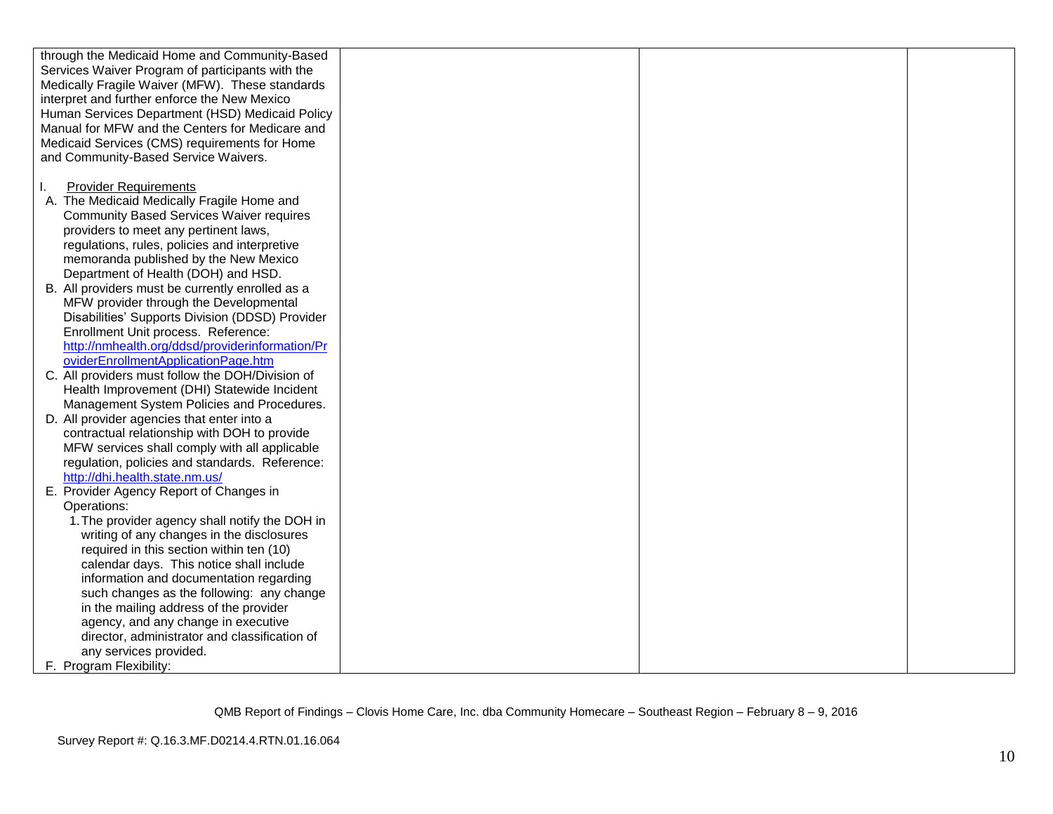| | | | |
|---|---|---|---|
| through the Medicaid Home and Community-Based Services Waiver Program of participants with the Medically Fragile Waiver (MFW). These standards interpret and further enforce the New Mexico Human Services Department (HSD) Medicaid Policy Manual for MFW and the Centers for Medicare and Medicaid Services (CMS) requirements for Home and Community-Based Service Waivers.<br><br>I. <u>Provider Requirements</u><br>A. The Medicaid Medically Fragile Home and Community Based Services Waiver requires providers to meet any pertinent laws, regulations, rules, policies and interpretive memoranda published by the New Mexico Department of Health (DOH) and HSD.<br>B. All providers must be currently enrolled as a MFW provider through the Developmental Disabilities' Supports Division (DDSD) Provider Enrollment Unit process. Reference: http://nmhealth.org/ddsd/providerinformation/ProviderEnrollmentApplicationPage.htm<br>C. All providers must follow the DOH/Division of Health Improvement (DHI) Statewide Incident Management System Policies and Procedures.<br>D. All provider agencies that enter into a contractual relationship with DOH to provide MFW services shall comply with all applicable regulation, policies and standards. Reference: http://dhi.health.state.nm.us/<br>E. Provider Agency Report of Changes in Operations:<br>1. The provider agency shall notify the DOH in writing of any changes in the disclosures required in this section within ten (10) calendar days. This notice shall include information and documentation regarding such changes as the following: any change in the mailing address of the provider agency, and any change in executive director, administrator and classification of any services provided.<br>F. Program Flexibility: | | | |

QMB Report of Findings – Clovis Home Care, Inc. dba Community Homecare – Southeast Region – February 8 – 9, 2016

Survey Report #: Q.16.3.MF.D0214.4.RTN.01.16.064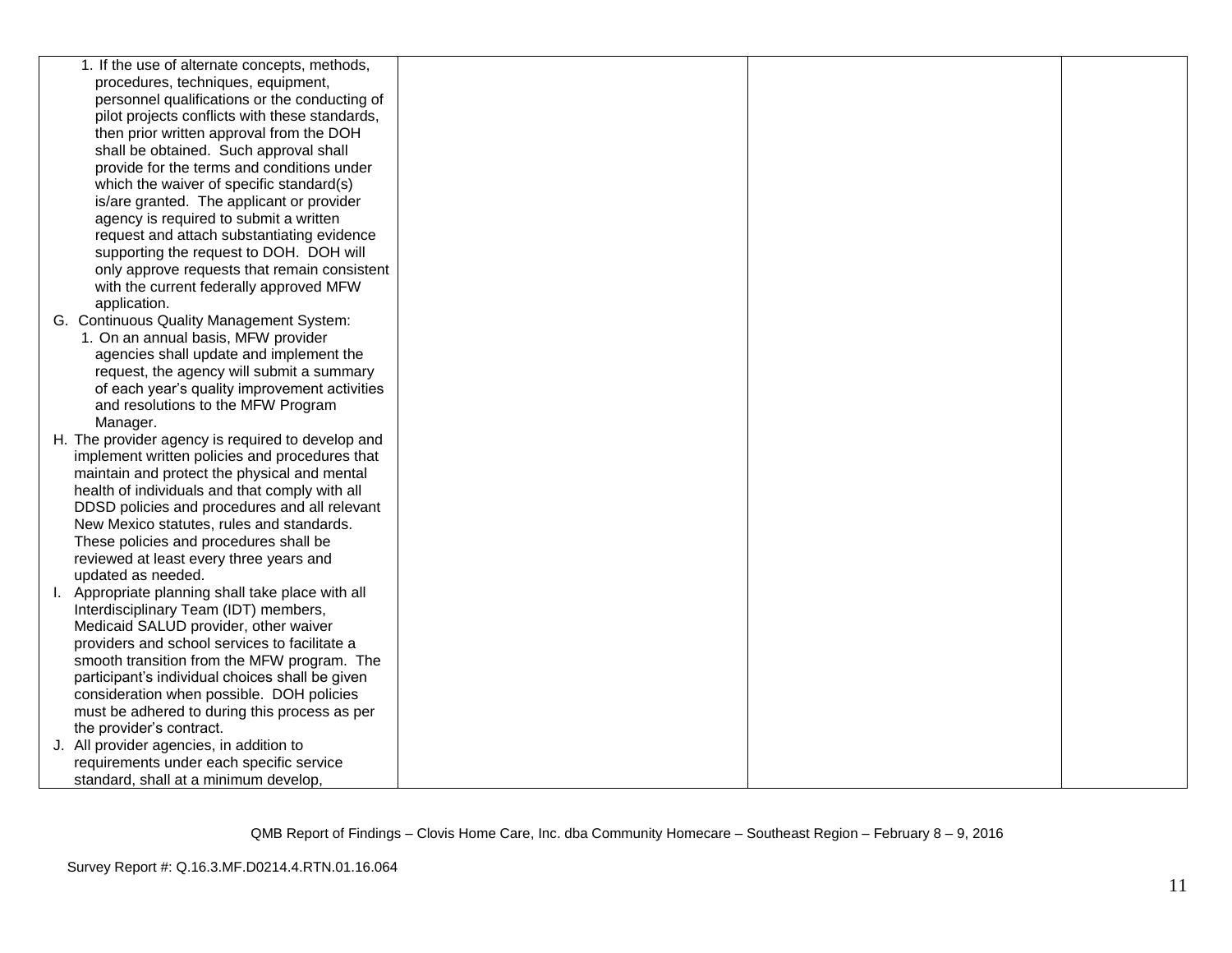| | | | |
|---|---|---|---|
| 1. If the use of alternate concepts, methods, procedures, techniques, equipment, personnel qualifications or the conducting of pilot projects conflicts with these standards, then prior written approval from the DOH shall be obtained. Such approval shall provide for the terms and conditions under which the waiver of specific standard(s) is/are granted. The applicant or provider agency is required to submit a written request and attach substantiating evidence supporting the request to DOH. DOH will only approve requests that remain consistent with the current federally approved MFW application.<br>G. Continuous Quality Management System:<br>1. On an annual basis, MFW provider agencies shall update and implement the request, the agency will submit a summary of each year's quality improvement activities and resolutions to the MFW Program Manager.<br>H. The provider agency is required to develop and implement written policies and procedures that maintain and protect the physical and mental health of individuals and that comply with all DDSD policies and procedures and all relevant New Mexico statutes, rules and standards. These policies and procedures shall be reviewed at least every three years and updated as needed.<br>I. Appropriate planning shall take place with all Interdisciplinary Team (IDT) members, Medicaid SALUD provider, other waiver providers and school services to facilitate a smooth transition from the MFW program. The participant's individual choices shall be given consideration when possible. DOH policies must be adhered to during this process as per the provider's contract.<br>J. All provider agencies, in addition to requirements under each specific service standard, shall at a minimum develop, | | | |

QMB Report of Findings – Clovis Home Care, Inc. dba Community Homecare – Southeast Region – February 8 – 9, 2016

Survey Report #: Q.16.3.MF.D0214.4.RTN.01.16.064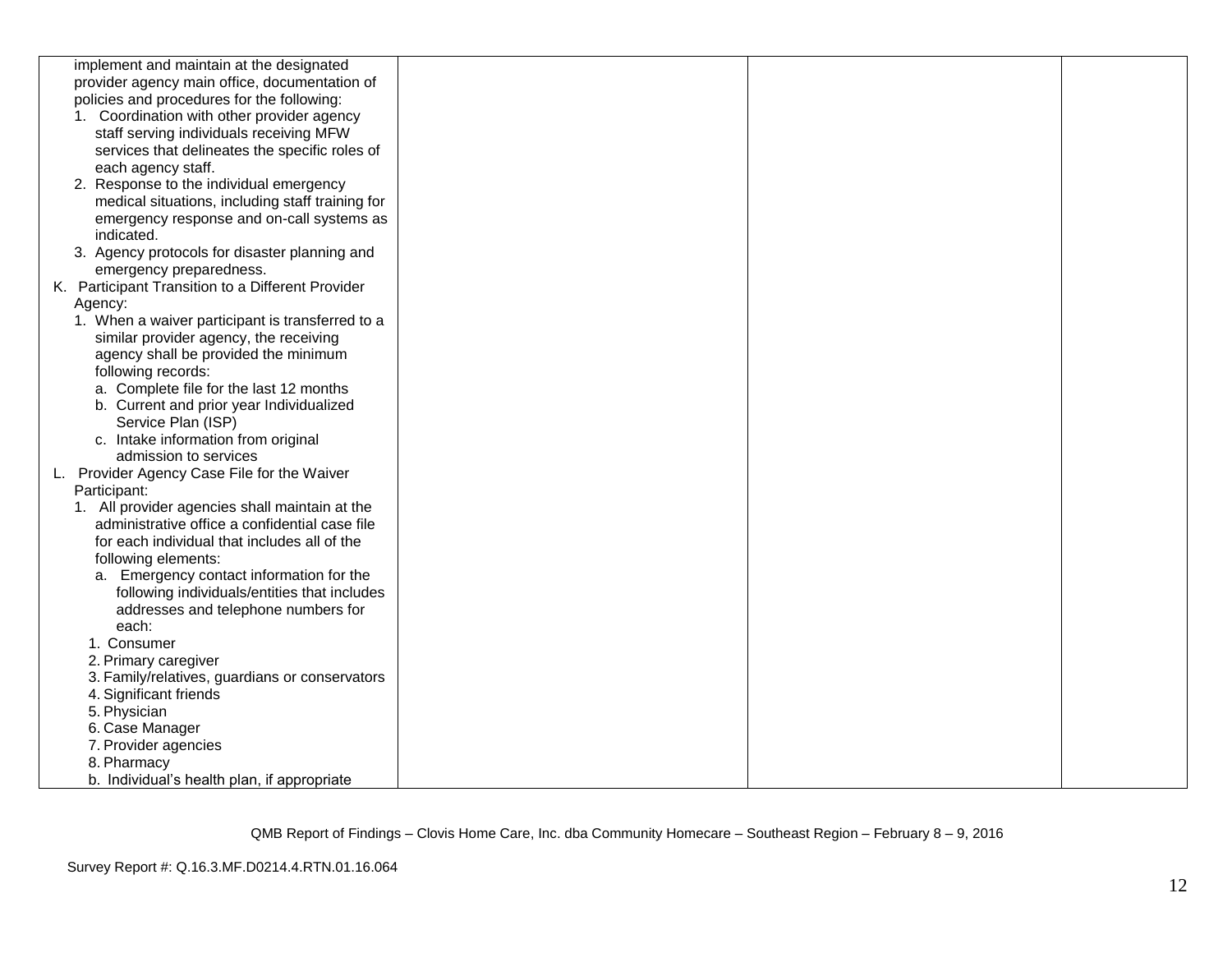| | | | |
|---|---|---|---|
| implement and maintain at the designated provider agency main office, documentation of policies and procedures for the following:<br>1. Coordination with other provider agency staff serving individuals receiving MFW services that delineates the specific roles of each agency staff.<br>2. Response to the individual emergency medical situations, including staff training for emergency response and on-call systems as indicated.<br>3. Agency protocols for disaster planning and emergency preparedness.<br>K. Participant Transition to a Different Provider Agency:<br>1. When a waiver participant is transferred to a similar provider agency, the receiving agency shall be provided the minimum following records:<br>a. Complete file for the last 12 months<br>b. Current and prior year Individualized Service Plan (ISP)<br>c. Intake information from original admission to services<br>L. Provider Agency Case File for the Waiver Participant:<br>1. All provider agencies shall maintain at the administrative office a confidential case file for each individual that includes all of the following elements:<br>a. Emergency contact information for the following individuals/entities that includes addresses and telephone numbers for each:<br>1. Consumer<br>2. Primary caregiver<br>3. Family/relatives, guardians or conservators<br>4. Significant friends<br>5. Physician<br>6. Case Manager<br>7. Provider agencies<br>8. Pharmacy<br>b. Individual's health plan, if appropriate | | | |

QMB Report of Findings – Clovis Home Care, Inc. dba Community Homecare – Southeast Region – February 8 – 9, 2016

Survey Report #: Q.16.3.MF.D0214.4.RTN.01.16.064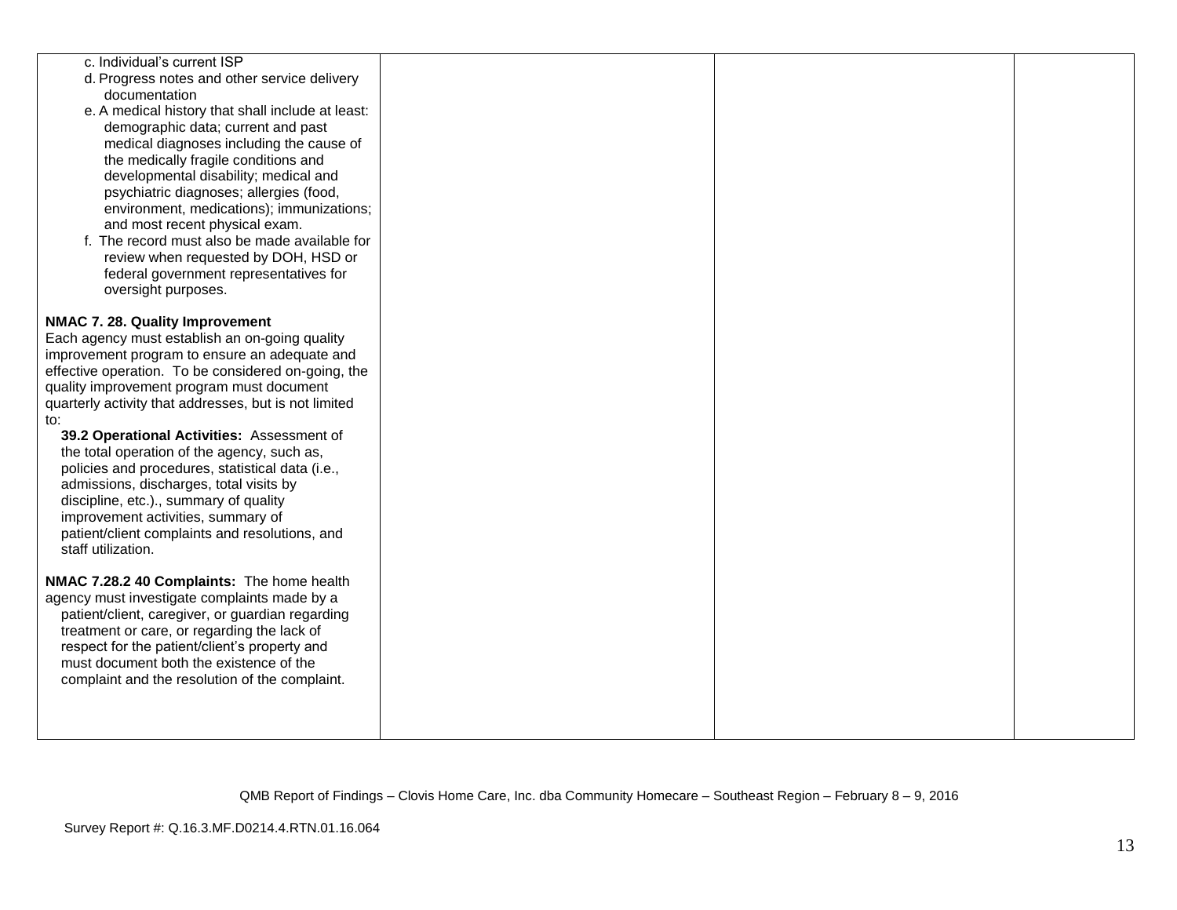| | | | |
|---|---|---|---|
| c. Individual's current ISP<br>d. Progress notes and other service delivery documentation<br>e. A medical history that shall include at least: demographic data; current and past medical diagnoses including the cause of the medically fragile conditions and developmental disability; medical and psychiatric diagnoses; allergies (food, environment, medications); immunizations; and most recent physical exam.<br>f. The record must also be made available for review when requested by DOH, HSD or federal government representatives for oversight purposes.<br><br>**NMAC 7. 28. Quality Improvement**<br>Each agency must establish an on-going quality improvement program to ensure an adequate and effective operation. To be considered on-going, the quality improvement program must document quarterly activity that addresses, but is not limited to:<br>**39.2 Operational Activities:** Assessment of the total operation of the agency, such as, policies and procedures, statistical data (i.e., admissions, discharges, total visits by discipline, etc.)., summary of quality improvement activities, summary of patient/client complaints and resolutions, and staff utilization.<br><br>**NMAC 7.28.2 40 Complaints:** The home health agency must investigate complaints made by a patient/client, caregiver, or guardian regarding treatment or care, or regarding the lack of respect for the patient/client's property and must document both the existence of the complaint and the resolution of the complaint. | | | |

QMB Report of Findings – Clovis Home Care, Inc. dba Community Homecare – Southeast Region – February 8 – 9, 2016

Survey Report #: Q.16.3.MF.D0214.4.RTN.01.16.064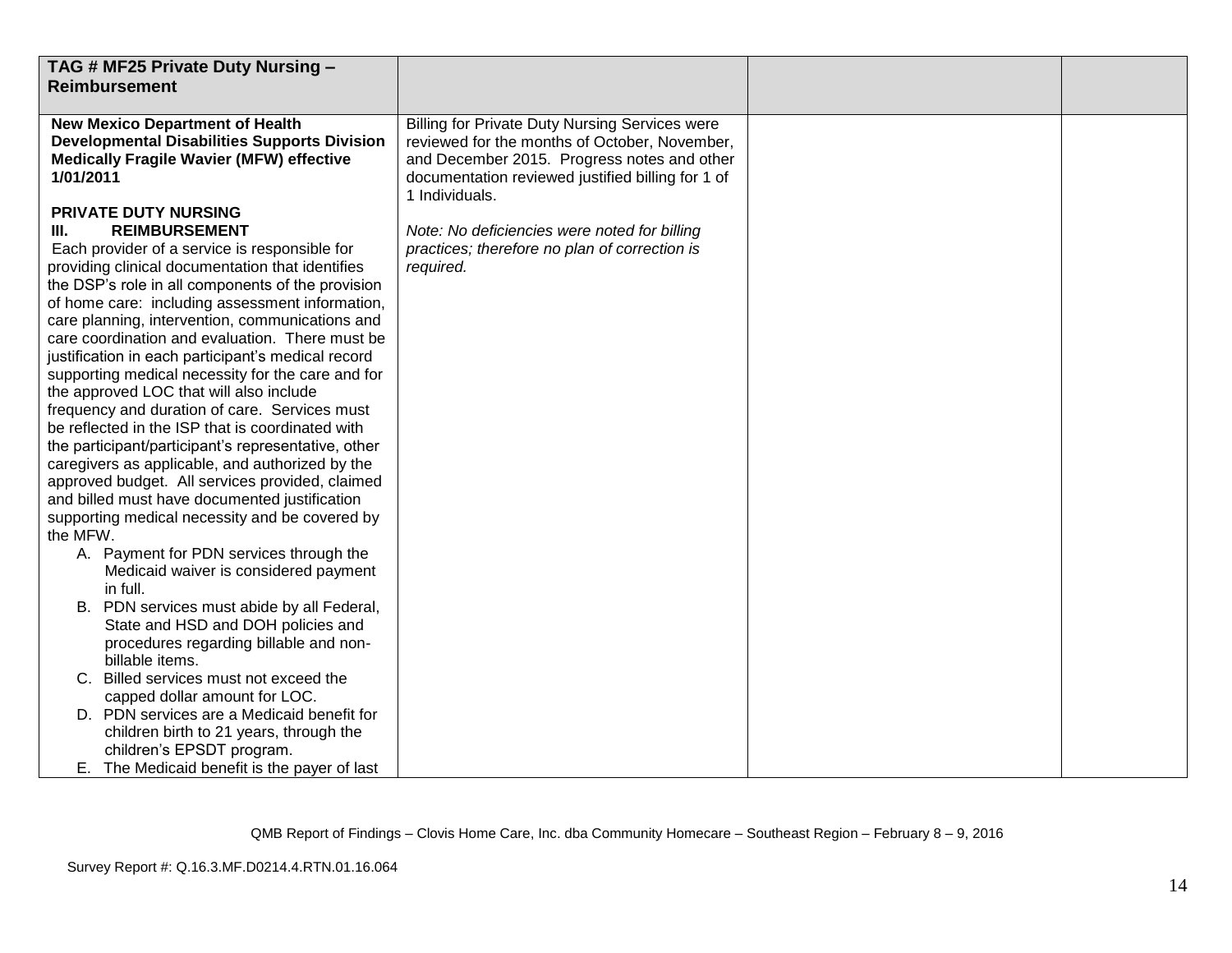| TAG # MF25 Private Duty Nursing – Reimbursement | | | |
|---|---|---|---|
| **New Mexico Department of Health Developmental Disabilities Supports Division Medically Fragile Wavier (MFW) effective 1/01/2011**<br><br>**PRIVATE DUTY NURSING**<br>**III. REIMBURSEMENT**<br>Each provider of a service is responsible for providing clinical documentation that identifies the DSP's role in all components of the provision of home care: including assessment information, care planning, intervention, communications and care coordination and evaluation. There must be justification in each participant's medical record supporting medical necessity for the care and for the approved LOC that will also include frequency and duration of care. Services must be reflected in the ISP that is coordinated with the participant/participant's representative, other caregivers as applicable, and authorized by the approved budget. All services provided, claimed and billed must have documented justification supporting medical necessity and be covered by the MFW.<br>A. Payment for PDN services through the Medicaid waiver is considered payment in full.<br>B. PDN services must abide by all Federal, State and HSD and DOH policies and procedures regarding billable and non-billable items.<br>C. Billed services must not exceed the capped dollar amount for LOC.<br>D. PDN services are a Medicaid benefit for children birth to 21 years, through the children's EPSDT program.<br>E. The Medicaid benefit is the payer of last | Billing for Private Duty Nursing Services were reviewed for the months of October, November, and December 2015. Progress notes and other documentation reviewed justified billing for 1 of 1 Individuals.<br><br>*Note: No deficiencies were noted for billing practices; therefore no plan of correction is required.* | | |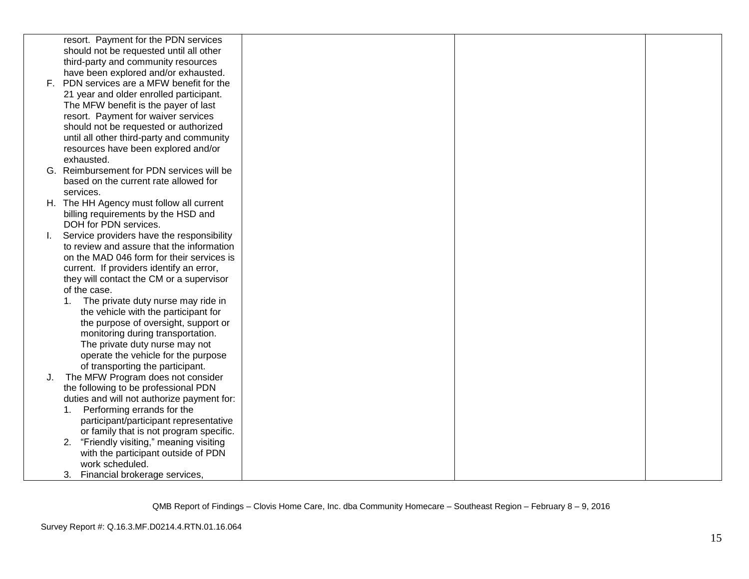| | | | |
|---|---|---|---|
| resort. Payment for the PDN services should not be requested until all other third-party and community resources have been explored and/or exhausted.<br>F. PDN services are a MFW benefit for the 21 year and older enrolled participant. The MFW benefit is the payer of last resort. Payment for waiver services should not be requested or authorized until all other third-party and community resources have been explored and/or exhausted.<br>G. Reimbursement for PDN services will be based on the current rate allowed for services.<br>H. The HH Agency must follow all current billing requirements by the HSD and DOH for PDN services.<br>I. Service providers have the responsibility to review and assure that the information on the MAD 046 form for their services is current. If providers identify an error, they will contact the CM or a supervisor of the case.<br>1. The private duty nurse may ride in the vehicle with the participant for the purpose of oversight, support or monitoring during transportation. The private duty nurse may not operate the vehicle for the purpose of transporting the participant.<br>J. The MFW Program does not consider the following to be professional PDN duties and will not authorize payment for:<br>1. Performing errands for the participant/participant representative or family that is not program specific.<br>2. "Friendly visiting," meaning visiting with the participant outside of PDN work scheduled.<br>3. Financial brokerage services, | | | |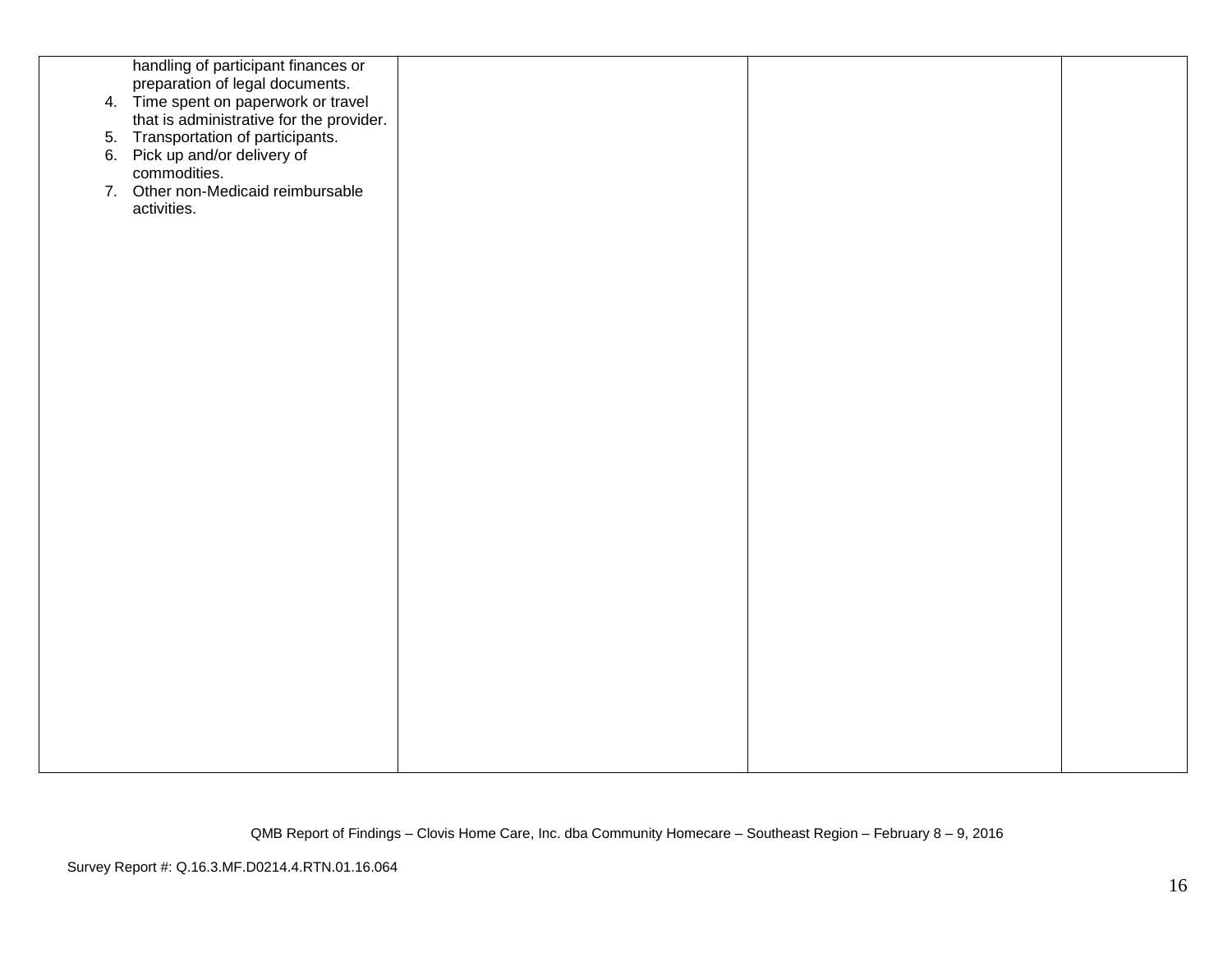| | | | |
|---|---|---|---|
| handling of participant finances or preparation of legal documents.<br>4. Time spent on paperwork or travel that is administrative for the provider.<br>5. Transportation of participants.<br>6. Pick up and/or delivery of commodities.<br>7. Other non-Medicaid reimbursable activities. | | | |

QMB Report of Findings – Clovis Home Care, Inc. dba Community Homecare – Southeast Region – February 8 – 9, 2016

Survey Report #: Q.16.3.MF.D0214.4.RTN.01.16.064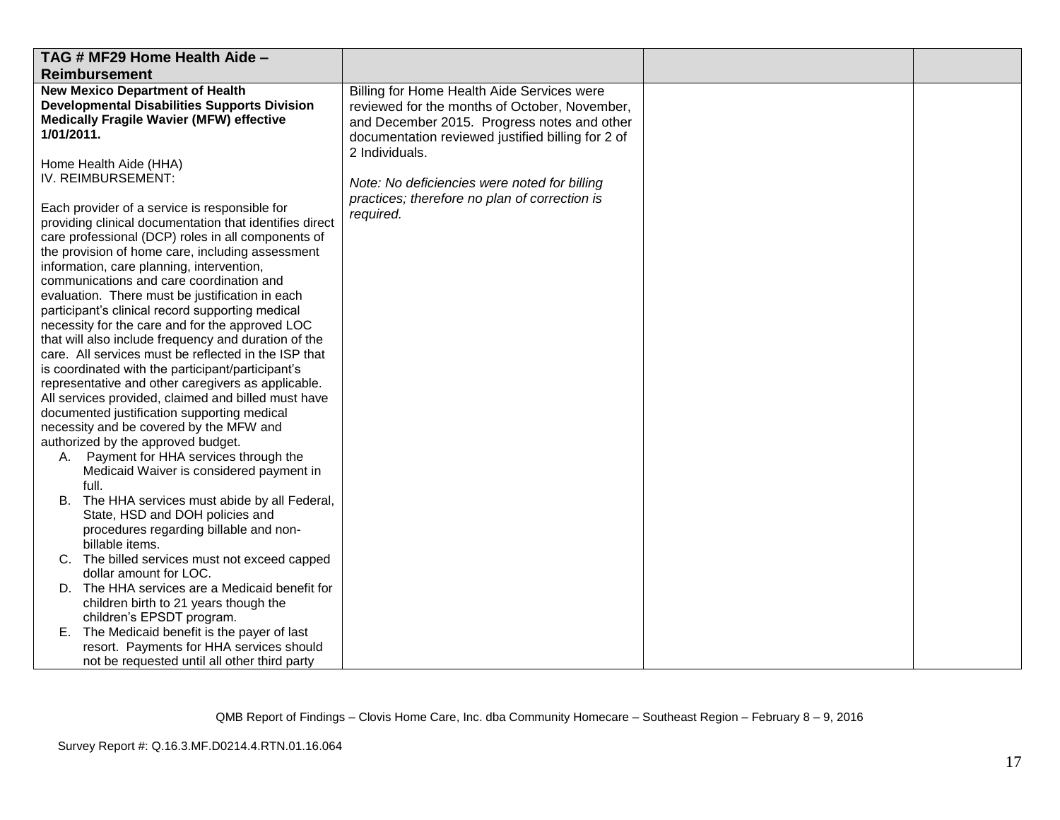| TAG # MF29 Home Health Aide – Reimbursement | | | |
|---|---|---|---|
| **New Mexico Department of Health Developmental Disabilities Supports Division Medically Fragile Wavier (MFW) effective 1/01/2011.**<br><br>Home Health Aide (HHA)<br>IV. REIMBURSEMENT:<br><br>Each provider of a service is responsible for providing clinical documentation that identifies direct care professional (DCP) roles in all components of the provision of home care, including assessment information, care planning, intervention, communications and care coordination and evaluation. There must be justification in each participant's clinical record supporting medical necessity for the care and for the approved LOC that will also include frequency and duration of the care. All services must be reflected in the ISP that is coordinated with the participant/participant's representative and other caregivers as applicable. All services provided, claimed and billed must have documented justification supporting medical necessity and be covered by the MFW and authorized by the approved budget.<br>A. Payment for HHA services through the Medicaid Waiver is considered payment in full.<br>B. The HHA services must abide by all Federal, State, HSD and DOH policies and procedures regarding billable and non-billable items.<br>C. The billed services must not exceed capped dollar amount for LOC.<br>D. The HHA services are a Medicaid benefit for children birth to 21 years though the children's EPSDT program.<br>E. The Medicaid benefit is the payer of last resort. Payments for HHA services should not be requested until all other third party | Billing for Home Health Aide Services were reviewed for the months of October, November, and December 2015. Progress notes and other documentation reviewed justified billing for 2 of 2 Individuals.<br><br>*Note: No deficiencies were noted for billing practices; therefore no plan of correction is required.* | | |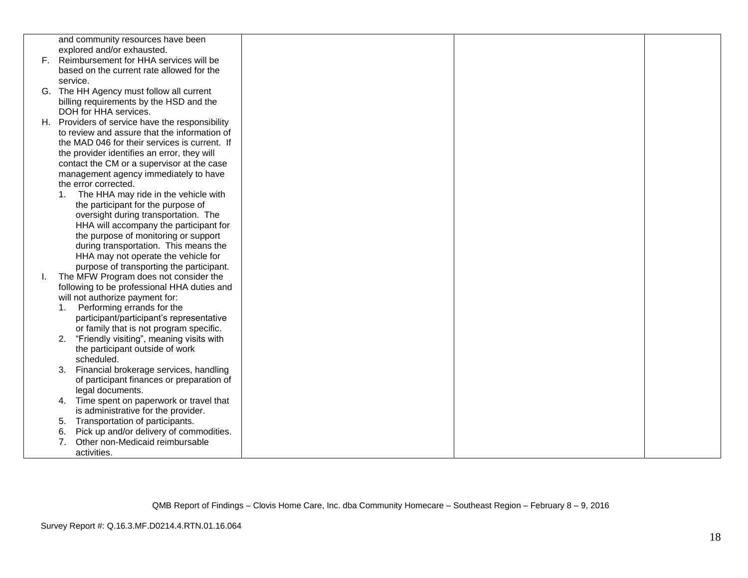| | | | |
|---|---|---|---|
| and community resources have been explored and/or exhausted.<br>F. Reimbursement for HHA services will be based on the current rate allowed for the service.<br>G. The HH Agency must follow all current billing requirements by the HSD and the DOH for HHA services.<br>H. Providers of service have the responsibility to review and assure that the information of the MAD 046 for their services is current. If the provider identifies an error, they will contact the CM or a supervisor at the case management agency immediately to have the error corrected.<br>1. The HHA may ride in the vehicle with the participant for the purpose of oversight during transportation. The HHA will accompany the participant for the purpose of monitoring or support during transportation. This means the HHA may not operate the vehicle for purpose of transporting the participant.<br>I. The MFW Program does not consider the following to be professional HHA duties and will not authorize payment for:<br>1. Performing errands for the participant/participant's representative or family that is not program specific.<br>2. "Friendly visiting", meaning visits with the participant outside of work scheduled.<br>3. Financial brokerage services, handling of participant finances or preparation of legal documents.<br>4. Time spent on paperwork or travel that is administrative for the provider.<br>5. Transportation of participants.<br>6. Pick up and/or delivery of commodities.<br>7. Other non-Medicaid reimbursable activities. | | | |

QMB Report of Findings – Clovis Home Care, Inc. dba Community Homecare – Southeast Region – February 8 – 9, 2016

Survey Report #: Q.16.3.MF.D0214.4.RTN.01.16.064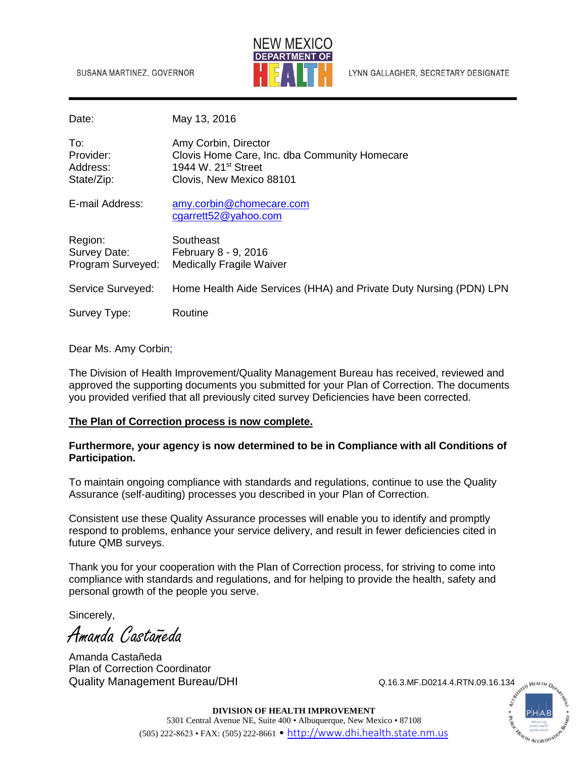SUSANA MARTINEZ, GOVERNOR

NEW MEXICO DEPARTMENT OF HEALTH

LYNN GALLAGHER, SECRETARY DESIGNATE

| | |
|---|---|
| Date: | May 13, 2016 |
| To: | Amy Corbin, Director |
| Provider: | Clovis Home Care, Inc. dba Community Homecare |
| Address: | 1944 W. 21st Street |
| State/Zip: | Clovis, New Mexico 88101 |
| E-mail Address: | amy.corbin@chomecare.com<br>cgarrett52@yahoo.com |
| Region: | Southeast |
| Survey Date: | February 8 - 9, 2016 |
| Program Surveyed: | Medically Fragile Waiver |
| Service Surveyed: | Home Health Aide Services (HHA) and Private Duty Nursing (PDN) LPN |
| Survey Type: | Routine |

Dear Ms. Amy Corbin;

The Division of Health Improvement/Quality Management Bureau has received, reviewed and approved the supporting documents you submitted for your Plan of Correction. The documents you provided verified that all previously cited survey Deficiencies have been corrected.

**The Plan of Correction process is now complete.**

**Furthermore, your agency is now determined to be in Compliance with all Conditions of Participation.**

To maintain ongoing compliance with standards and regulations, continue to use the Quality Assurance (self-auditing) processes you described in your Plan of Correction.

Consistent use these Quality Assurance processes will enable you to identify and promptly respond to problems, enhance your service delivery, and result in fewer deficiencies cited in future QMB surveys.

Thank you for your cooperation with the Plan of Correction process, for striving to come into compliance with standards and regulations, and for helping to provide the health, safety and personal growth of the people you serve.

Sincerely,

*Amanda Castañeda*

Amanda Castañeda
Plan of Correction Coordinator
Quality Management Bureau/DHI

Q.16.3.MF.D0214.4.RTN.09.16.134

**DIVISION OF HEALTH IMPROVEMENT**
5301 Central Avenue NE, Suite 400 • Albuquerque, New Mexico • 87108
(505) 222-8623 • FAX: (505) 222-8661 • http://www.dhi.health.state.nm.us